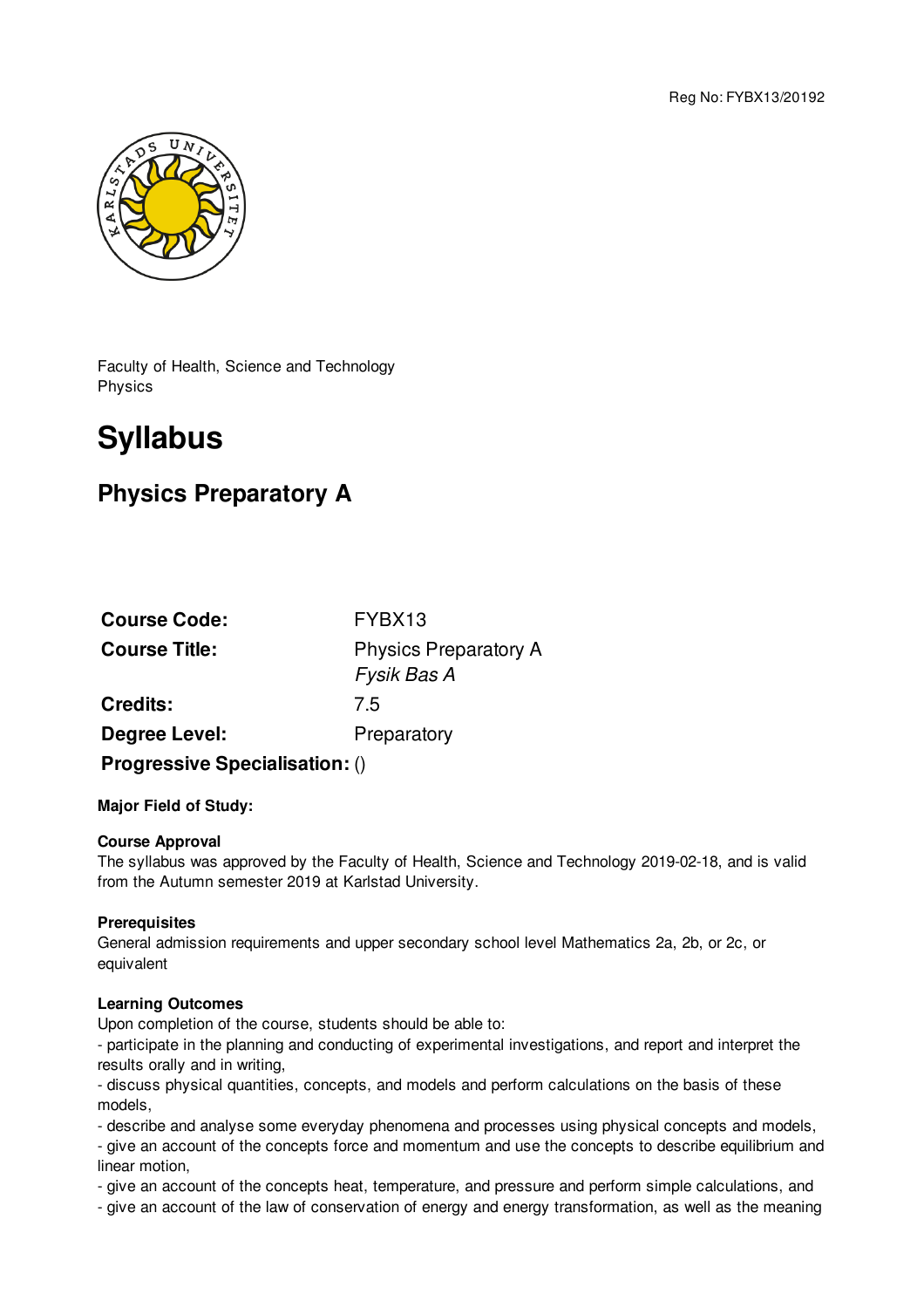Reg No: FYBX13/20192

Faculty of Health, Science and Technology
Physics

# Syllabus

## Physics Preparatory A

| | |
|---|---|
| **Course Code:** | FYBX13 |
| **Course Title:** | Physics Preparatory A<br>*Fysik Bas A* |
| **Credits:** | 7.5 |
| **Degree Level:** | Preparatory |
| **Progressive Specialisation:** | () |

**Major Field of Study:**

**Course Approval**
The syllabus was approved by the Faculty of Health, Science and Technology 2019-02-18, and is valid from the Autumn semester 2019 at Karlstad University.

**Prerequisites**
General admission requirements and upper secondary school level Mathematics 2a, 2b, or 2c, or equivalent

**Learning Outcomes**
Upon completion of the course, students should be able to:
- participate in the planning and conducting of experimental investigations, and report and interpret the results orally and in writing,
- discuss physical quantities, concepts, and models and perform calculations on the basis of these models,
- describe and analyse some everyday phenomena and processes using physical concepts and models,
- give an account of the concepts force and momentum and use the concepts to describe equilibrium and linear motion,
- give an account of the concepts heat, temperature, and pressure and perform simple calculations, and
- give an account of the law of conservation of energy and energy transformation, as well as the meaning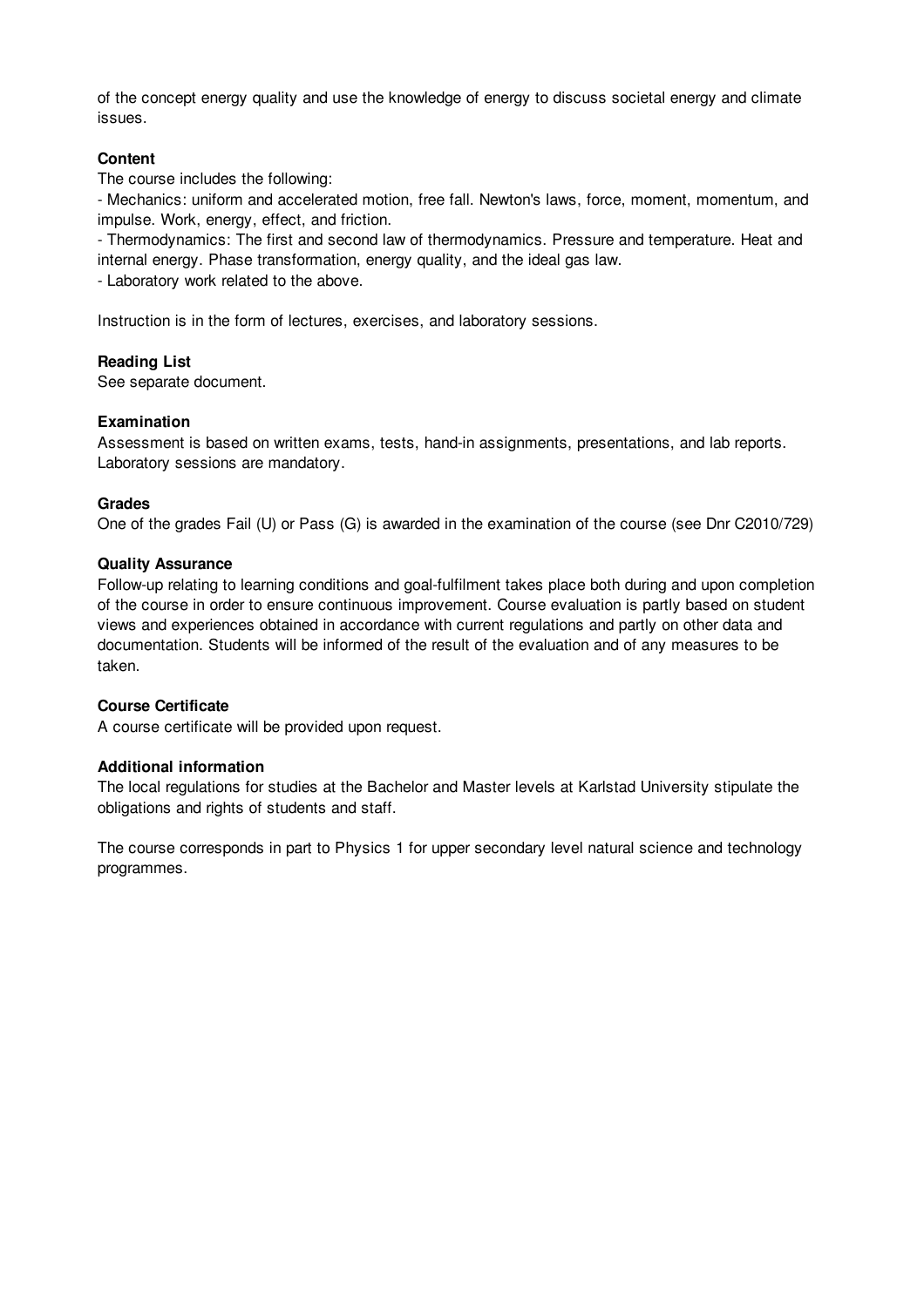of the concept energy quality and use the knowledge of energy to discuss societal energy and climate issues.

**Content**

The course includes the following:

- Mechanics: uniform and accelerated motion, free fall. Newton's laws, force, moment, momentum, and impulse. Work, energy, effect, and friction.
- Thermodynamics: The first and second law of thermodynamics. Pressure and temperature. Heat and internal energy. Phase transformation, energy quality, and the ideal gas law.
- Laboratory work related to the above.

Instruction is in the form of lectures, exercises, and laboratory sessions.

**Reading List**

See separate document.

**Examination**

Assessment is based on written exams, tests, hand-in assignments, presentations, and lab reports. Laboratory sessions are mandatory.

**Grades**

One of the grades Fail (U) or Pass (G) is awarded in the examination of the course (see Dnr C2010/729)

**Quality Assurance**

Follow-up relating to learning conditions and goal-fulfilment takes place both during and upon completion of the course in order to ensure continuous improvement. Course evaluation is partly based on student views and experiences obtained in accordance with current regulations and partly on other data and documentation. Students will be informed of the result of the evaluation and of any measures to be taken.

**Course Certificate**

A course certificate will be provided upon request.

**Additional information**

The local regulations for studies at the Bachelor and Master levels at Karlstad University stipulate the obligations and rights of students and staff.

The course corresponds in part to Physics 1 for upper secondary level natural science and technology programmes.